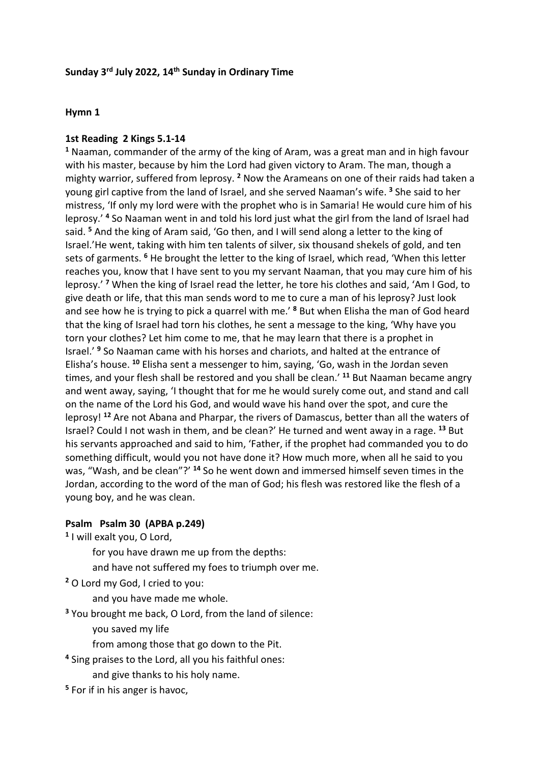**Sunday 3rd July 2022, 14th Sunday in Ordinary Time**

**Hymn 1**

**1st Reading 2 Kings 5.1-14**

[1] Naaman, commander of the army of the king of Aram, was a great man and in high favour with his master, because by him the Lord had given victory to Aram. The man, though a mighty warrior, suffered from leprosy. [2] Now the Arameans on one of their raids had taken a young girl captive from the land of Israel, and she served Naaman's wife. [3] She said to her mistress, 'If only my lord were with the prophet who is in Samaria! He would cure him of his leprosy.' [4] So Naaman went in and told his lord just what the girl from the land of Israel had said. [5] And the king of Aram said, 'Go then, and I will send along a letter to the king of Israel.'He went, taking with him ten talents of silver, six thousand shekels of gold, and ten sets of garments. [6] He brought the letter to the king of Israel, which read, 'When this letter reaches you, know that I have sent to you my servant Naaman, that you may cure him of his leprosy.' [7] When the king of Israel read the letter, he tore his clothes and said, 'Am I God, to give death or life, that this man sends word to me to cure a man of his leprosy? Just look and see how he is trying to pick a quarrel with me.' [8] But when Elisha the man of God heard that the king of Israel had torn his clothes, he sent a message to the king, 'Why have you torn your clothes? Let him come to me, that he may learn that there is a prophet in Israel.' [9] So Naaman came with his horses and chariots, and halted at the entrance of Elisha's house. [10] Elisha sent a messenger to him, saying, 'Go, wash in the Jordan seven times, and your flesh shall be restored and you shall be clean.' [11] But Naaman became angry and went away, saying, 'I thought that for me he would surely come out, and stand and call on the name of the Lord his God, and would wave his hand over the spot, and cure the leprosy! [12] Are not Abana and Pharpar, the rivers of Damascus, better than all the waters of Israel? Could I not wash in them, and be clean?' He turned and went away in a rage. [13] But his servants approached and said to him, 'Father, if the prophet had commanded you to do something difficult, would you not have done it? How much more, when all he said to you was, "Wash, and be clean"?' [14] So he went down and immersed himself seven times in the Jordan, according to the word of the man of God; his flesh was restored like the flesh of a young boy, and he was clean.

**Psalm Psalm 30 (APBA p.249)**

[1] I will exalt you, O Lord,
  for you have drawn me up from the depths:
  and have not suffered my foes to triumph over me.

[2] O Lord my God, I cried to you:
  and you have made me whole.

[3] You brought me back, O Lord, from the land of silence:
  you saved my life
  from among those that go down to the Pit.

[4] Sing praises to the Lord, all you his faithful ones:
  and give thanks to his holy name.

[5] For if in his anger is havoc,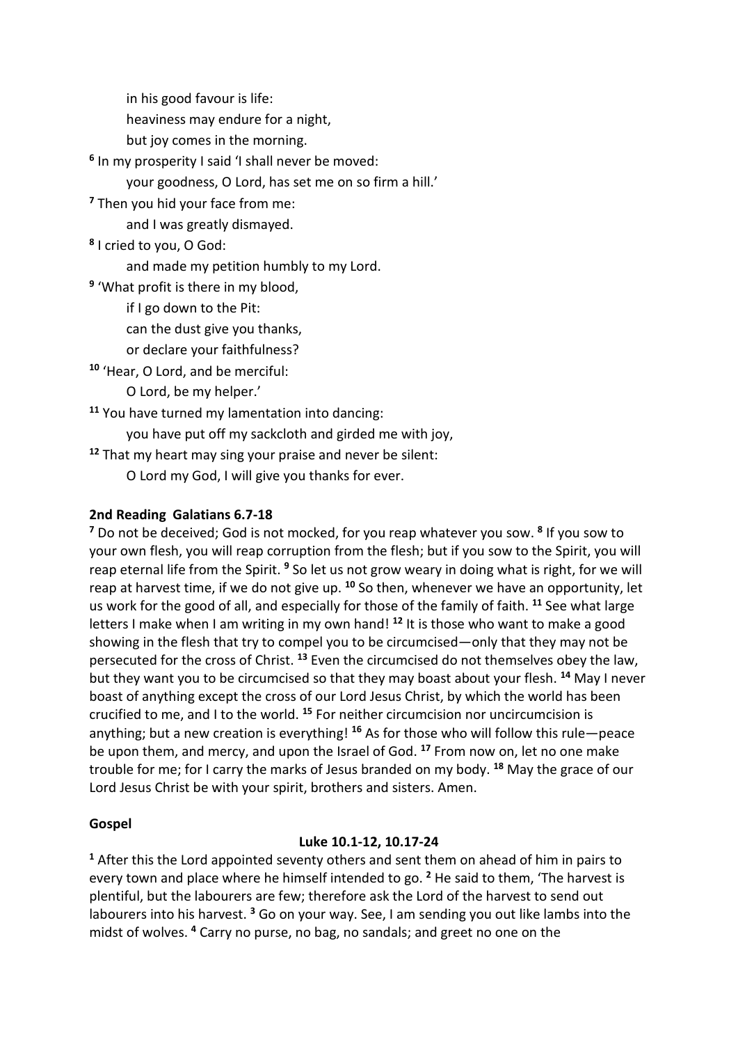in his good favour is life:
heaviness may endure for a night,
but joy comes in the morning.

[6] In my prosperity I said 'I shall never be moved:
your goodness, O Lord, has set me on so firm a hill.'

[7] Then you hid your face from me:
and I was greatly dismayed.

[8] I cried to you, O God:
and made my petition humbly to my Lord.

[9] 'What profit is there in my blood,
if I go down to the Pit:
can the dust give you thanks,
or declare your faithfulness?

[10] 'Hear, O Lord, and be merciful:
O Lord, be my helper.'

[11] You have turned my lamentation into dancing:
you have put off my sackcloth and girded me with joy,

[12] That my heart may sing your praise and never be silent:
O Lord my God, I will give you thanks for ever.

**2nd Reading Galatians 6.7-18**

[7] Do not be deceived; God is not mocked, for you reap whatever you sow. [8] If you sow to your own flesh, you will reap corruption from the flesh; but if you sow to the Spirit, you will reap eternal life from the Spirit. [9] So let us not grow weary in doing what is right, for we will reap at harvest time, if we do not give up. [10] So then, whenever we have an opportunity, let us work for the good of all, and especially for those of the family of faith. [11] See what large letters I make when I am writing in my own hand! [12] It is those who want to make a good showing in the flesh that try to compel you to be circumcised—only that they may not be persecuted for the cross of Christ. [13] Even the circumcised do not themselves obey the law, but they want you to be circumcised so that they may boast about your flesh. [14] May I never boast of anything except the cross of our Lord Jesus Christ, by which the world has been crucified to me, and I to the world. [15] For neither circumcision nor uncircumcision is anything; but a new creation is everything! [16] As for those who will follow this rule—peace be upon them, and mercy, and upon the Israel of God. [17] From now on, let no one make trouble for me; for I carry the marks of Jesus branded on my body. [18] May the grace of our Lord Jesus Christ be with your spirit, brothers and sisters. Amen.

**Gospel**

**Luke 10.1-12, 10.17-24**

[1] After this the Lord appointed seventy others and sent them on ahead of him in pairs to every town and place where he himself intended to go. [2] He said to them, 'The harvest is plentiful, but the labourers are few; therefore ask the Lord of the harvest to send out labourers into his harvest. [3] Go on your way. See, I am sending you out like lambs into the midst of wolves. [4] Carry no purse, no bag, no sandals; and greet no one on the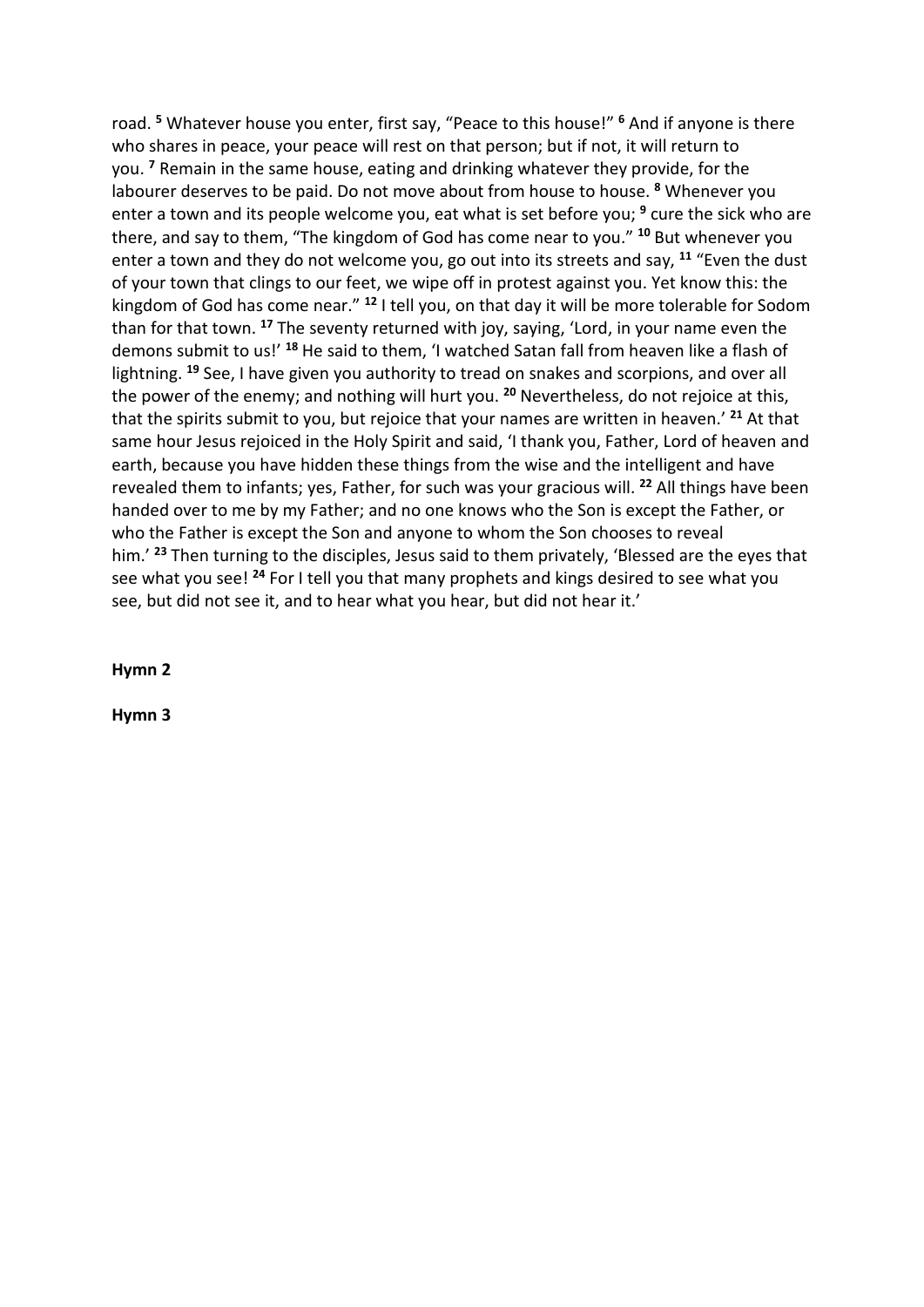road. [5] Whatever house you enter, first say, "Peace to this house!" [6] And if anyone is there who shares in peace, your peace will rest on that person; but if not, it will return to you. [7] Remain in the same house, eating and drinking whatever they provide, for the labourer deserves to be paid. Do not move about from house to house. [8] Whenever you enter a town and its people welcome you, eat what is set before you; [9] cure the sick who are there, and say to them, "The kingdom of God has come near to you." [10] But whenever you enter a town and they do not welcome you, go out into its streets and say, [11] "Even the dust of your town that clings to our feet, we wipe off in protest against you. Yet know this: the kingdom of God has come near." [12] I tell you, on that day it will be more tolerable for Sodom than for that town. [17] The seventy returned with joy, saying, 'Lord, in your name even the demons submit to us!' [18] He said to them, 'I watched Satan fall from heaven like a flash of lightning. [19] See, I have given you authority to tread on snakes and scorpions, and over all the power of the enemy; and nothing will hurt you. [20] Nevertheless, do not rejoice at this, that the spirits submit to you, but rejoice that your names are written in heaven.' [21] At that same hour Jesus rejoiced in the Holy Spirit and said, 'I thank you, Father, Lord of heaven and earth, because you have hidden these things from the wise and the intelligent and have revealed them to infants; yes, Father, for such was your gracious will. [22] All things have been handed over to me by my Father; and no one knows who the Son is except the Father, or who the Father is except the Son and anyone to whom the Son chooses to reveal him.' [23] Then turning to the disciples, Jesus said to them privately, 'Blessed are the eyes that see what you see! [24] For I tell you that many prophets and kings desired to see what you see, but did not see it, and to hear what you hear, but did not hear it.'

**Hymn 2**

**Hymn 3**